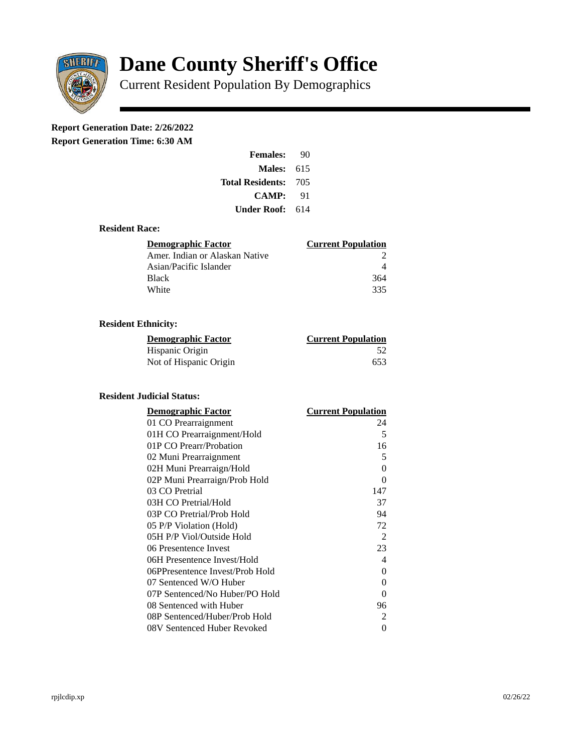# Dane County Sheriff's Office

Current Resident Population By Demographics

**Report Generation Date: 2/26/2022**
**Report Generation Time: 6:30 AM**

| | |
|---|---|
| **Females:** | 90 |
| **Males:** | 615 |
| **Total Residents:** | 705 |
| **CAMP:** | 91 |
| **Under Roof:** | 614 |

### Resident Race:

| Demographic Factor | Current Population |
|---|---|
| Amer. Indian or Alaskan Native | 2 |
| Asian/Pacific Islander | 4 |
| Black | 364 |
| White | 335 |

### Resident Ethnicity:

| Demographic Factor | Current Population |
|---|---|
| Hispanic Origin | 52 |
| Not of Hispanic Origin | 653 |

### Resident Judicial Status:

| Demographic Factor | Current Population |
|---|---|
| 01 CO Prearraignment | 24 |
| 01H CO Prearraignment/Hold | 5 |
| 01P CO Prearr/Probation | 16 |
| 02 Muni Prearraignment | 5 |
| 02H Muni Prearraign/Hold | 0 |
| 02P Muni Prearraign/Prob Hold | 0 |
| 03 CO Pretrial | 147 |
| 03H CO Pretrial/Hold | 37 |
| 03P CO Pretrial/Prob Hold | 94 |
| 05 P/P Violation (Hold) | 72 |
| 05H P/P Viol/Outside Hold | 2 |
| 06 Presentence Invest | 23 |
| 06H Presentence Invest/Hold | 4 |
| 06PPresentence Invest/Prob Hold | 0 |
| 07 Sentenced W/O Huber | 0 |
| 07P Sentenced/No Huber/PO Hold | 0 |
| 08 Sentenced with Huber | 96 |
| 08P Sentenced/Huber/Prob Hold | 2 |
| 08V Sentenced Huber Revoked | 0 |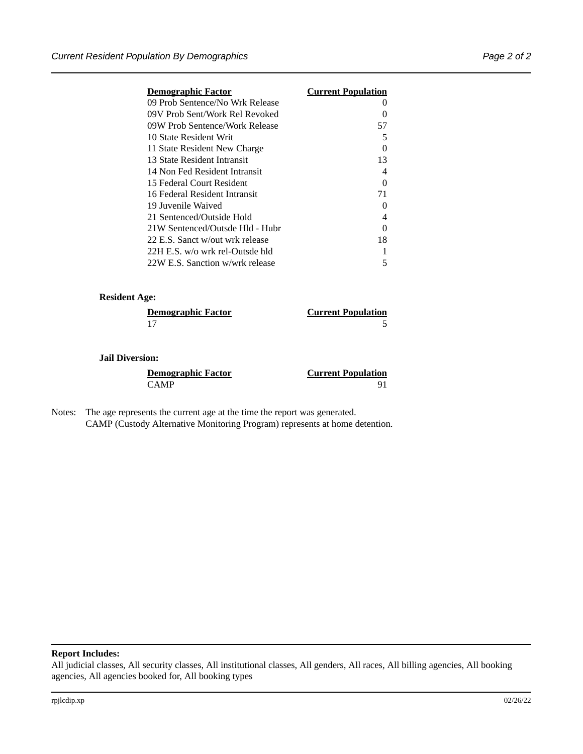| Demographic Factor | Current Population |
|---|---|
| 09 Prob Sentence/No Wrk Release | 0 |
| 09V Prob Sent/Work Rel Revoked | 0 |
| 09W Prob Sentence/Work Release | 57 |
| 10 State Resident Writ | 5 |
| 11 State Resident New Charge | 0 |
| 13 State Resident Intransit | 13 |
| 14 Non Fed Resident Intransit | 4 |
| 15 Federal Court Resident | 0 |
| 16 Federal Resident Intransit | 71 |
| 19 Juvenile Waived | 0 |
| 21 Sentenced/Outside Hold | 4 |
| 21W Sentenced/Outsde Hld - Hubr | 0 |
| 22 E.S. Sanct w/out wrk release | 18 |
| 22H E.S. w/o wrk rel-Outsde hld | 1 |
| 22W E.S. Sanction w/wrk release | 5 |

**Resident Age:**

| Demographic Factor | Current Population |
|---|---|
| 17 | 5 |

**Jail Diversion:**

| Demographic Factor | Current Population |
|---|---|
| CAMP | 91 |

Notes: The age represents the current age at the time the report was generated.
CAMP (Custody Alternative Monitoring Program) represents at home detention.

**Report Includes:**

All judicial classes, All security classes, All institutional classes, All genders, All races, All billing agencies, All booking agencies, All agencies booked for, All booking types

rpjlcdip.xp 02/26/22